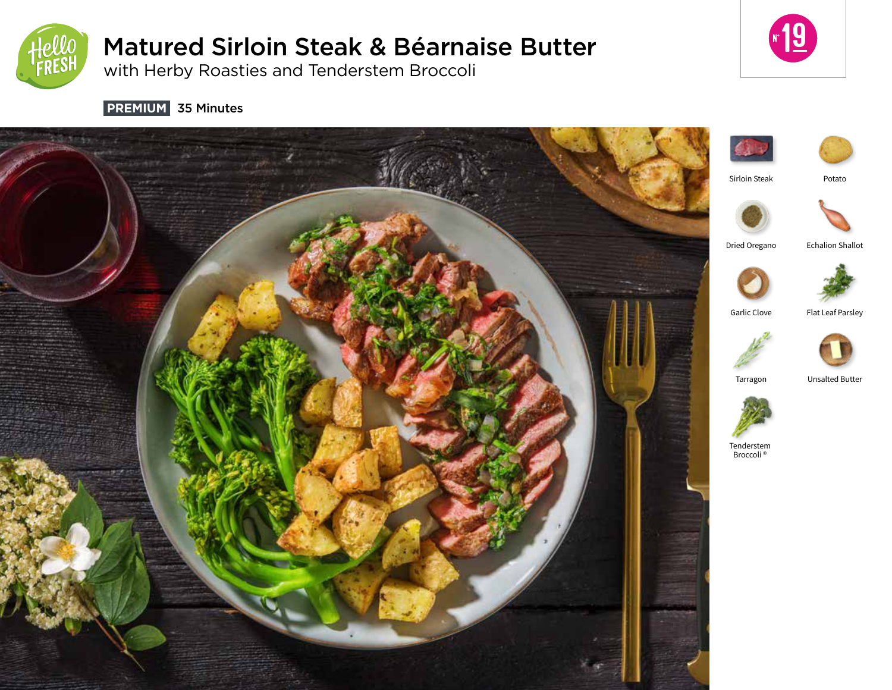# Matured Sirloin Steak & Béarnaise Butter

with Herby Roasties and Tenderstem Broccoli

**PREMIUM** 35 Minutes

Nº 19

- Sirloin Steak
- Potato
- Dried Oregano
- Echalion Shallot
- Garlic Clove
- Flat Leaf Parsley
- Tarragon
- Unsalted Butter
- Tenderstem Broccoli®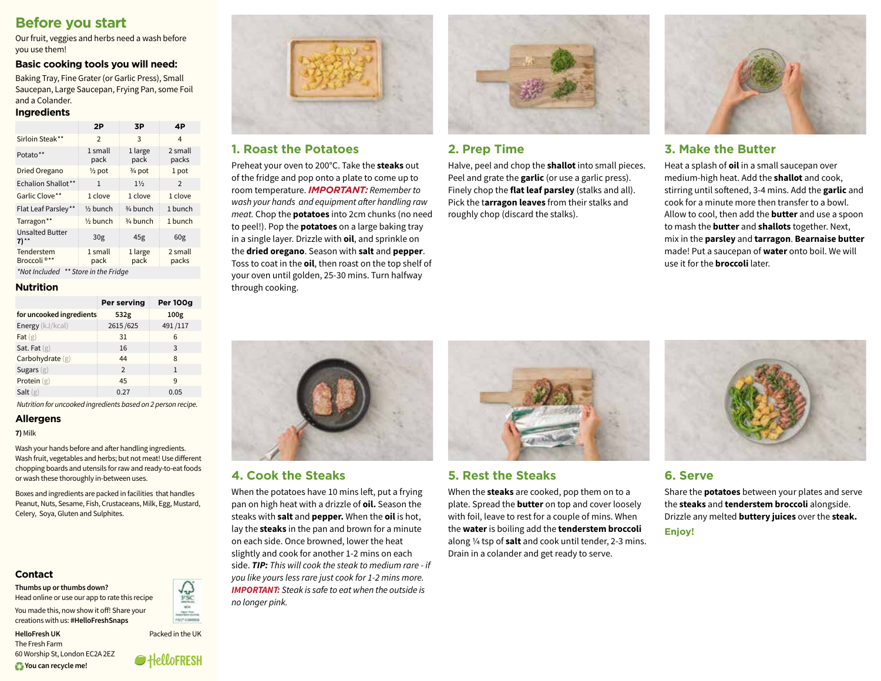## Before you start

Our fruit, veggies and herbs need a wash before you use them!

### Basic cooking tools you will need:

Baking Tray, Fine Grater (or Garlic Press), Small Saucepan, Large Saucepan, Frying Pan, some Foil and a Colander.

### Ingredients

| | 2P | 3P | 4P |
|---|---|---|---|
| Sirloin Steak** | 2 | 3 | 4 |
| Potato** | 1 small pack | 1 large pack | 2 small packs |
| Dried Oregano | ½ pot | ¾ pot | 1 pot |
| Echalion Shallot** | 1 | 1½ | 2 |
| Garlic Clove** | 1 clove | 1 clove | 1 clove |
| Flat Leaf Parsley** | ½ bunch | ¾ bunch | 1 bunch |
| Tarragon** | ½ bunch | ¾ bunch | 1 bunch |
| Unsalted Butter 7)** | 30g | 45g | 60g |
| Tenderstem Broccoli®** | 1 small pack | 1 large pack | 2 small packs |

*Not Included ** Store in the Fridge

### Nutrition

| | Per serving | Per 100g |
|---|---|---|
| for uncooked ingredients | 532g | 100g |
| Energy (kJ/kcal) | 2615 /625 | 491 /117 |
| Fat (g) | 31 | 6 |
| Sat. Fat (g) | 16 | 3 |
| Carbohydrate (g) | 44 | 8 |
| Sugars (g) | 2 | 1 |
| Protein (g) | 45 | 9 |
| Salt (g) | 0.27 | 0.05 |

*Nutrition for uncooked ingredients based on 2 person recipe.*

### Allergens

**7)** Milk

Wash your hands before and after handling ingredients. Wash fruit, vegetables and herbs; but not meat! Use different chopping boards and utensils for raw and ready-to-eat foods or wash these thoroughly in-between uses.

Boxes and ingredients are packed in facilities that handles Peanut, Nuts, Sesame, Fish, Crustaceans, Milk, Egg, Mustard, Celery, Soya, Gluten and Sulphites.

### Contact

**Thumbs up or thumbs down?**
Head online or use our app to rate this recipe

You made this, now show it off! Share your creations with us: **#HelloFreshSnaps**

**HelloFresh UK**
The Fresh Farm
60 Worship St, London EC2A 2EZ

Packed in the UK

**You can recycle me!**

## 1. Roast the Potatoes

Preheat your oven to 200°C. Take the **steaks** out of the fridge and pop onto a plate to come up to room temperature. ***IMPORTANT:*** *Remember to wash your hands and equipment after handling raw meat.* Chop the **potatoes** into 2cm chunks (no need to peel!). Pop the **potatoes** on a large baking tray in a single layer. Drizzle with **oil**, and sprinkle on the **dried oregano**. Season with **salt** and **pepper**. Toss to coat in the **oil**, then roast on the top shelf of your oven until golden, 25-30 mins. Turn halfway through cooking.

## 2. Prep Time

Halve, peel and chop the **shallot** into small pieces. Peel and grate the **garlic** (or use a garlic press). Finely chop the **flat leaf parsley** (stalks and all). Pick the **tarragon leaves** from their stalks and roughly chop (discard the stalks).

## 3. Make the Butter

Heat a splash of **oil** in a small saucepan over medium-high heat. Add the **shallot** and cook, stirring until softened, 3-4 mins. Add the **garlic** and cook for a minute more then transfer to a bowl. Allow to cool, then add the **butter** and use a spoon to mash the **butter** and **shallots** together. Next, mix in the **parsley** and **tarragon**. **Bearnaise butter** made! Put a saucepan of **water** onto boil. We will use it for the **broccoli** later.

## 4. Cook the Steaks

When the potatoes have 10 mins left, put a frying pan on high heat with a drizzle of **oil.** Season the steaks with **salt** and **pepper.** When the **oil** is hot, lay the **steaks** in the pan and brown for a minute on each side. Once browned, lower the heat slightly and cook for another 1-2 mins on each side. ***TIP:*** *This will cook the steak to medium rare - if you like yours less rare just cook for 1-2 mins more.* ***IMPORTANT:*** *Steak is safe to eat when the outside is no longer pink.*

## 5. Rest the Steaks

When the **steaks** are cooked, pop them on to a plate. Spread the **butter** on top and cover loosely with foil, leave to rest for a couple of mins. When the **water** is boiling add the **tenderstem broccoli** along ¼ tsp of **salt** and cook until tender, 2-3 mins. Drain in a colander and get ready to serve.

## 6. Serve

Share the **potatoes** between your plates and serve the **steaks** and **tenderstem broccoli** alongside. Drizzle any melted **buttery juices** over the **steak.**

**Enjoy!**